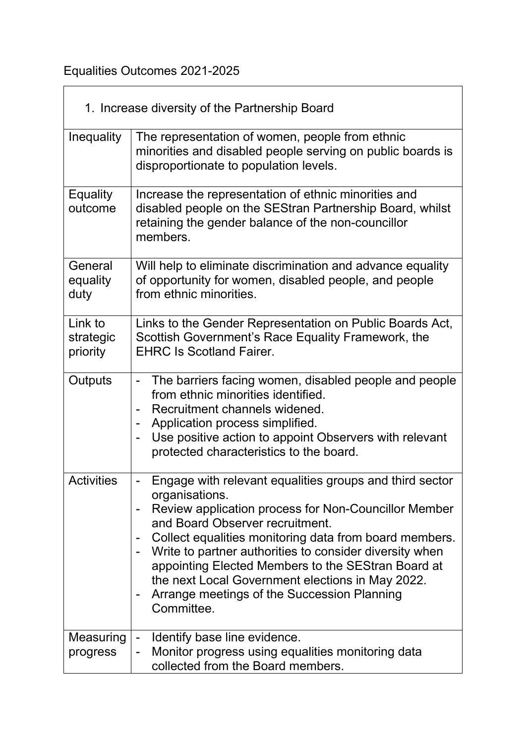# Equalities Outcomes 2021-2025

| 1. Increase diversity of the Partnership Board | |
|---|---|
| Inequality | The representation of women, people from ethnic minorities and disabled people serving on public boards is disproportionate to population levels. |
| Equality outcome | Increase the representation of ethnic minorities and disabled people on the SEStran Partnership Board, whilst retaining the gender balance of the non-councillor members. |
| General equality duty | Will help to eliminate discrimination and advance equality of opportunity for women, disabled people, and people from ethnic minorities. |
| Link to strategic priority | Links to the Gender Representation on Public Boards Act, Scottish Government's Race Equality Framework, the EHRC Is Scotland Fairer. |
| Outputs | - The barriers facing women, disabled people and people from ethnic minorities identified.<br>- Recruitment channels widened.<br>- Application process simplified.<br>- Use positive action to appoint Observers with relevant protected characteristics to the board. |
| Activities | - Engage with relevant equalities groups and third sector organisations.<br>- Review application process for Non-Councillor Member and Board Observer recruitment.<br>- Collect equalities monitoring data from board members.<br>- Write to partner authorities to consider diversity when appointing Elected Members to the SEStran Board at the next Local Government elections in May 2022.<br>- Arrange meetings of the Succession Planning Committee. |
| Measuring progress | - Identify base line evidence.<br>- Monitor progress using equalities monitoring data collected from the Board members. |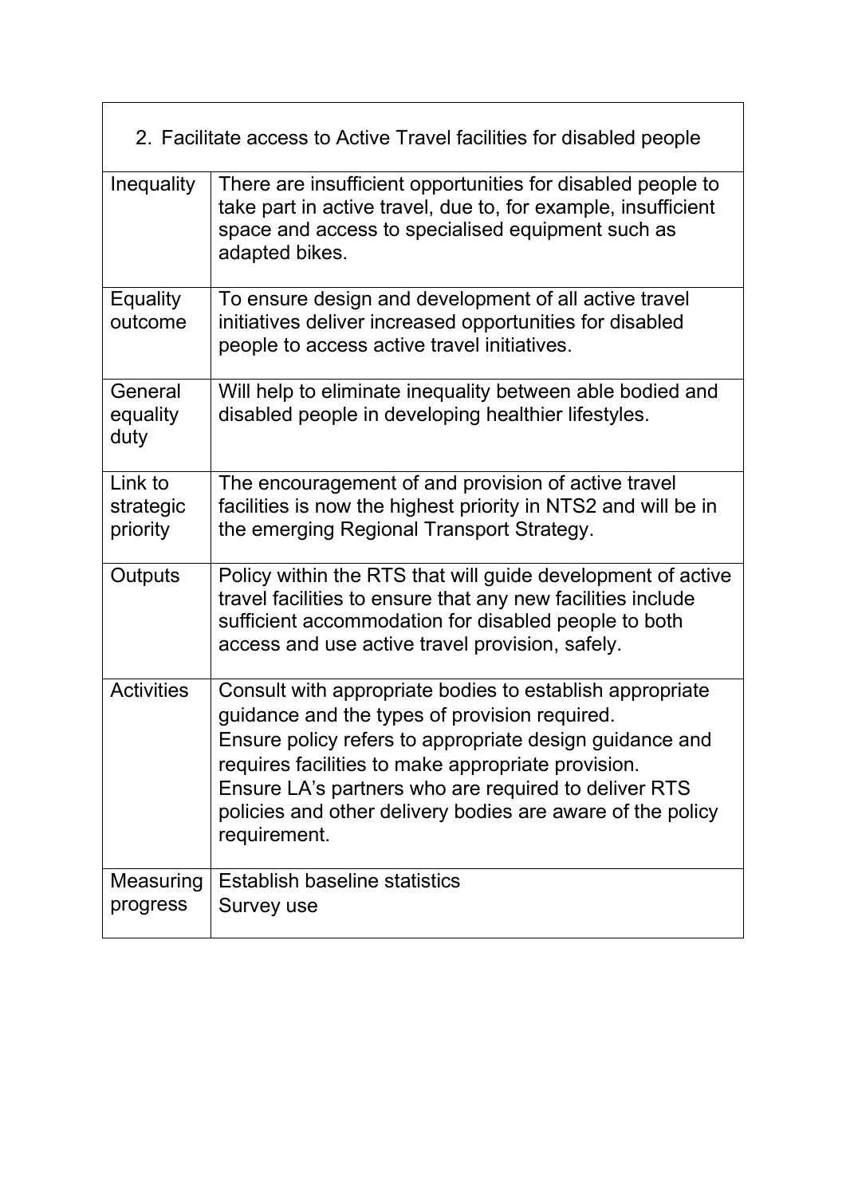| 2. Facilitate access to Active Travel facilities for disabled people | |
|---|---|
| Inequality | There are insufficient opportunities for disabled people to take part in active travel, due to, for example, insufficient space and access to specialised equipment such as adapted bikes. |
| Equality outcome | To ensure design and development of all active travel initiatives deliver increased opportunities for disabled people to access active travel initiatives. |
| General equality duty | Will help to eliminate inequality between able bodied and disabled people in developing healthier lifestyles. |
| Link to strategic priority | The encouragement of and provision of active travel facilities is now the highest priority in NTS2 and will be in the emerging Regional Transport Strategy. |
| Outputs | Policy within the RTS that will guide development of active travel facilities to ensure that any new facilities include sufficient accommodation for disabled people to both access and use active travel provision, safely. |
| Activities | Consult with appropriate bodies to establish appropriate guidance and the types of provision required.<br>Ensure policy refers to appropriate design guidance and requires facilities to make appropriate provision.<br>Ensure LA's partners who are required to deliver RTS policies and other delivery bodies are aware of the policy requirement. |
| Measuring progress | Establish baseline statistics<br>Survey use |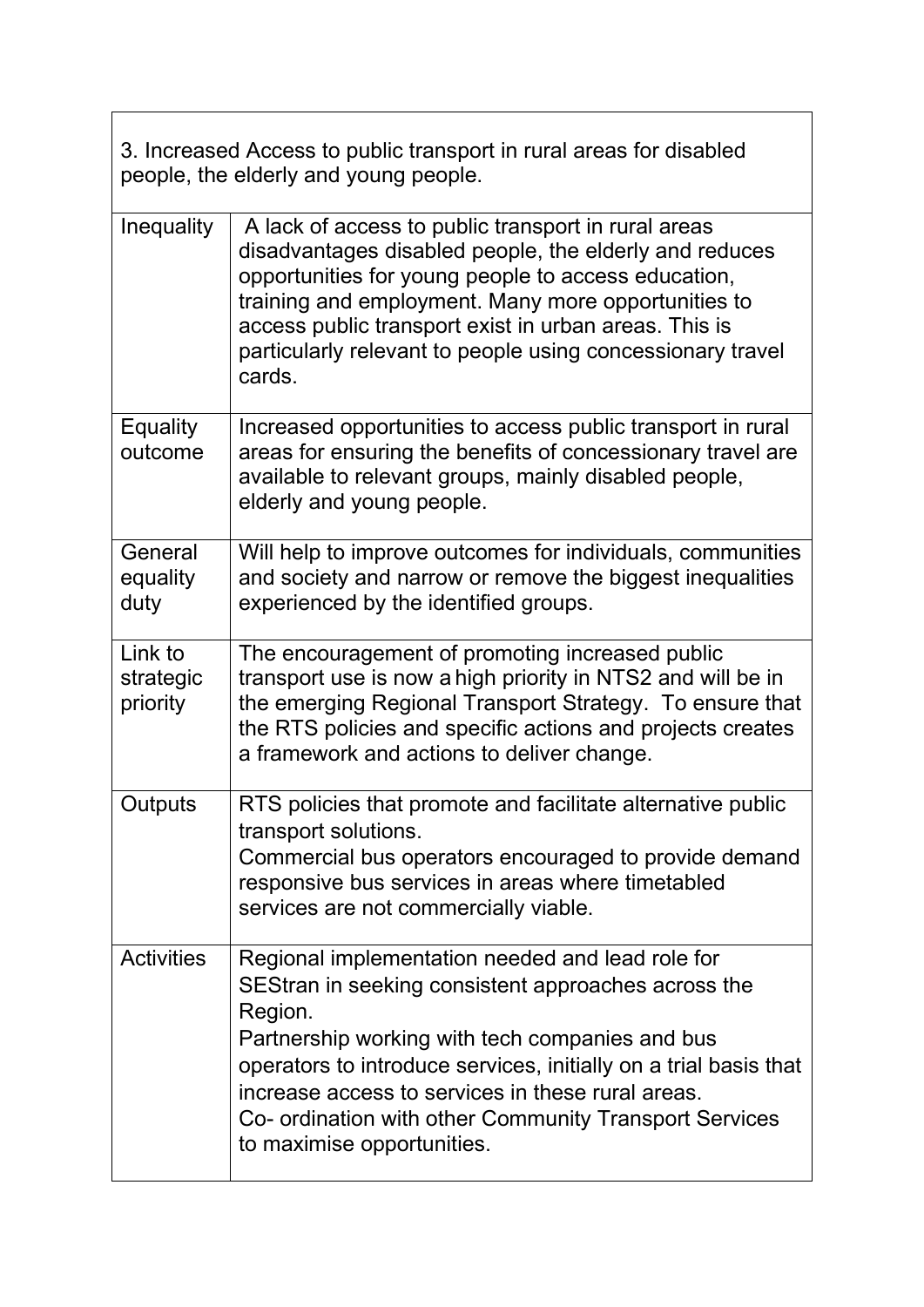| 3. Increased Access to public transport in rural areas for disabled people, the elderly and young people. | |
|---|---|
| Inequality | A lack of access to public transport in rural areas disadvantages disabled people, the elderly and reduces opportunities for young people to access education, training and employment. Many more opportunities to access public transport exist in urban areas. This is particularly relevant to people using concessionary travel cards. |
| Equality outcome | Increased opportunities to access public transport in rural areas for ensuring the benefits of concessionary travel are available to relevant groups, mainly disabled people, elderly and young people. |
| General equality duty | Will help to improve outcomes for individuals, communities and society and narrow or remove the biggest inequalities experienced by the identified groups. |
| Link to strategic priority | The encouragement of promoting increased public transport use is now a high priority in NTS2 and will be in the emerging Regional Transport Strategy. To ensure that the RTS policies and specific actions and projects creates a framework and actions to deliver change. |
| Outputs | RTS policies that promote and facilitate alternative public transport solutions.<br>Commercial bus operators encouraged to provide demand responsive bus services in areas where timetabled services are not commercially viable. |
| Activities | Regional implementation needed and lead role for SEStran in seeking consistent approaches across the Region.<br>Partnership working with tech companies and bus operators to introduce services, initially on a trial basis that increase access to services in these rural areas.<br>Co- ordination with other Community Transport Services to maximise opportunities. |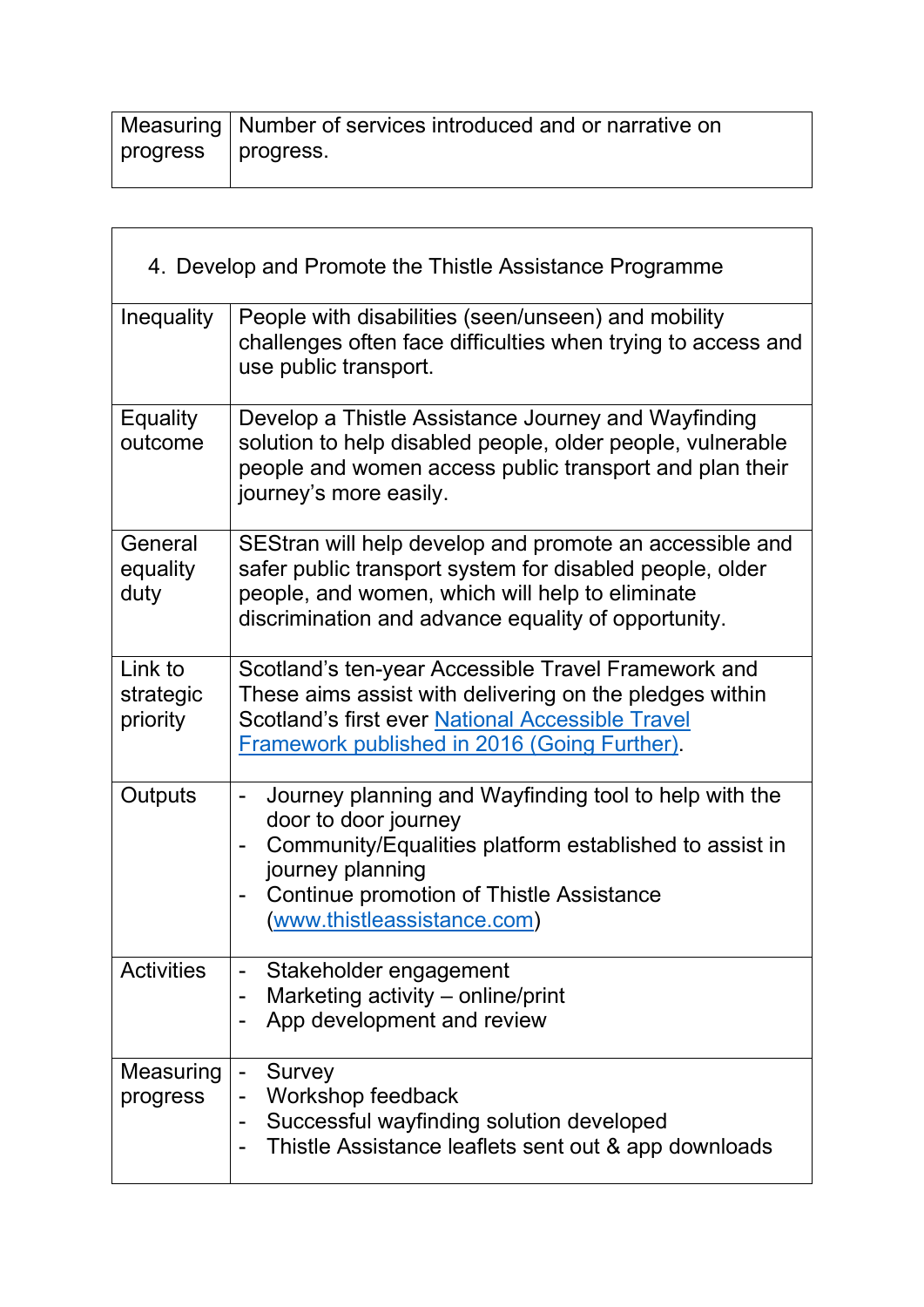| Measuring progress | Number of services introduced and or narrative on progress. |
|---|---|

| 4. Develop and Promote the Thistle Assistance Programme | |
|---|---|
| Inequality | People with disabilities (seen/unseen) and mobility challenges often face difficulties when trying to access and use public transport. |
| Equality outcome | Develop a Thistle Assistance Journey and Wayfinding solution to help disabled people, older people, vulnerable people and women access public transport and plan their journey's more easily. |
| General equality duty | SEStran will help develop and promote an accessible and safer public transport system for disabled people, older people, and women, which will help to eliminate discrimination and advance equality of opportunity. |
| Link to strategic priority | Scotland's ten-year Accessible Travel Framework and These aims assist with delivering on the pledges within Scotland's first ever [National Accessible Travel Framework published in 2016 (Going Further)](). |
| Outputs | - Journey planning and Wayfinding tool to help with the door to door journey<br>- Community/Equalities platform established to assist in journey planning<br>- Continue promotion of Thistle Assistance ([www.thistleassistance.com](http://www.thistleassistance.com)) |
| Activities | - Stakeholder engagement<br>- Marketing activity – online/print<br>- App development and review |
| Measuring progress | - Survey<br>- Workshop feedback<br>- Successful wayfinding solution developed<br>- Thistle Assistance leaflets sent out & app downloads |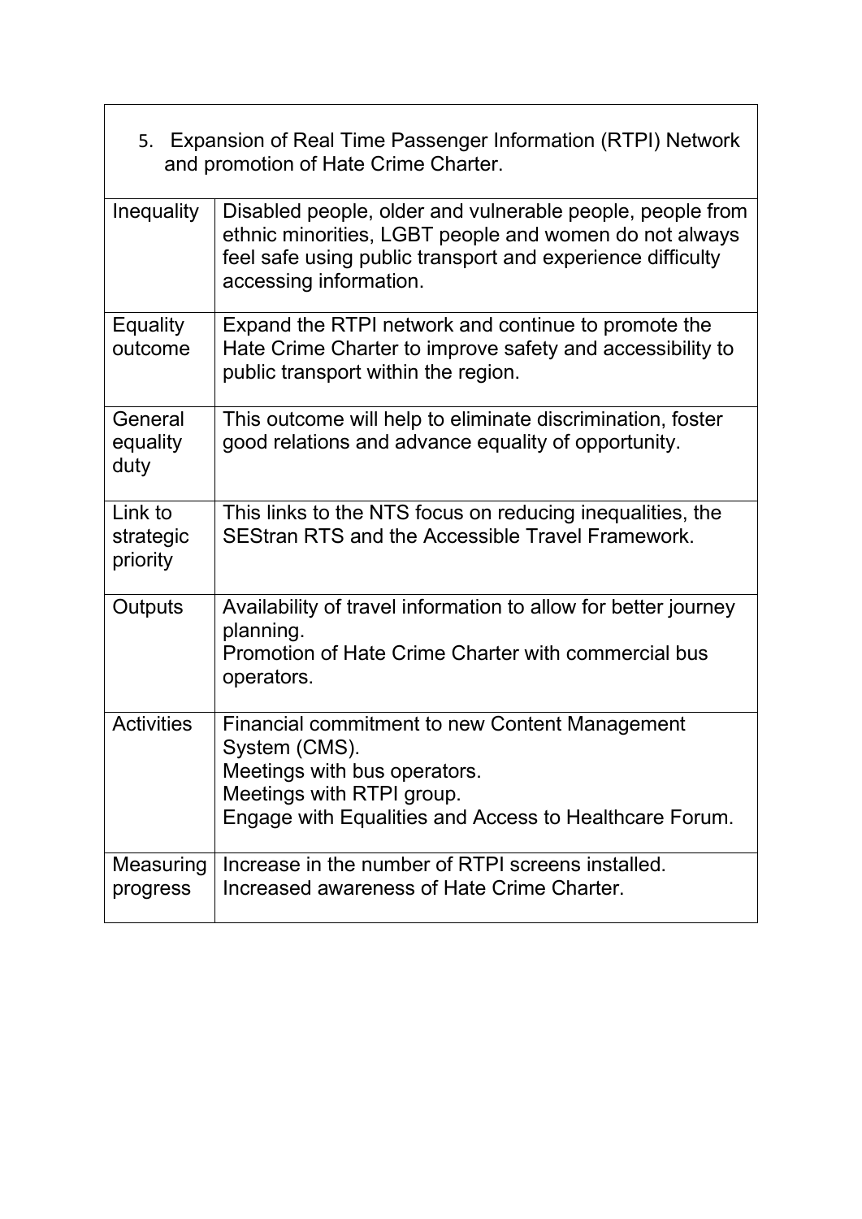| 5. Expansion of Real Time Passenger Information (RTPI) Network and promotion of Hate Crime Charter. | |
|---|---|
| Inequality | Disabled people, older and vulnerable people, people from ethnic minorities, LGBT people and women do not always feel safe using public transport and experience difficulty accessing information. |
| Equality outcome | Expand the RTPI network and continue to promote the Hate Crime Charter to improve safety and accessibility to public transport within the region. |
| General equality duty | This outcome will help to eliminate discrimination, foster good relations and advance equality of opportunity. |
| Link to strategic priority | This links to the NTS focus on reducing inequalities, the SEStran RTS and the Accessible Travel Framework. |
| Outputs | Availability of travel information to allow for better journey planning.<br>Promotion of Hate Crime Charter with commercial bus operators. |
| Activities | Financial commitment to new Content Management System (CMS).<br>Meetings with bus operators.<br>Meetings with RTPI group.<br>Engage with Equalities and Access to Healthcare Forum. |
| Measuring progress | Increase in the number of RTPI screens installed.<br>Increased awareness of Hate Crime Charter. |